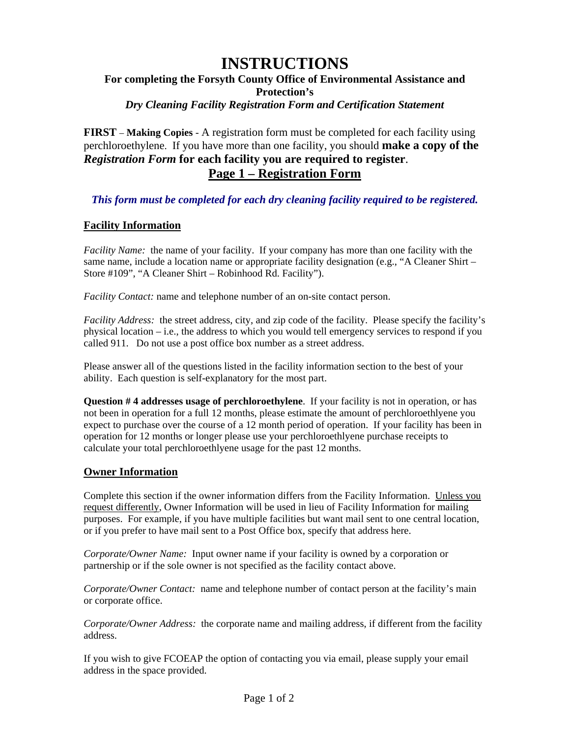# INSTRUCTIONS

**For completing the Forsyth County Office of Environmental Assistance and Protection's**
***Dry Cleaning Facility Registration Form and Certification Statement***

**FIRST** – **Making Copies** - A registration form must be completed for each facility using perchloroethylene. If you have more than one facility, you should **make a copy of the *Registration Form* for each facility you are required to register**.

## Page 1 – Registration Form

***This form must be completed for each dry cleaning facility required to be registered.***

### Facility Information

*Facility Name:* the name of your facility. If your company has more than one facility with the same name, include a location name or appropriate facility designation (e.g., "A Cleaner Shirt – Store #109", "A Cleaner Shirt – Robinhood Rd. Facility").

*Facility Contact:* name and telephone number of an on-site contact person.

*Facility Address:* the street address, city, and zip code of the facility. Please specify the facility's physical location – i.e., the address to which you would tell emergency services to respond if you called 911. Do not use a post office box number as a street address.

Please answer all of the questions listed in the facility information section to the best of your ability. Each question is self-explanatory for the most part.

**Question # 4 addresses usage of perchloroethylene**. If your facility is not in operation, or has not been in operation for a full 12 months, please estimate the amount of perchloroethlyene you expect to purchase over the course of a 12 month period of operation. If your facility has been in operation for 12 months or longer please use your perchloroethlyene purchase receipts to calculate your total perchloroethlyene usage for the past 12 months.

### Owner Information

Complete this section if the owner information differs from the Facility Information. Unless you request differently, Owner Information will be used in lieu of Facility Information for mailing purposes. For example, if you have multiple facilities but want mail sent to one central location, or if you prefer to have mail sent to a Post Office box, specify that address here.

*Corporate/Owner Name:* Input owner name if your facility is owned by a corporation or partnership or if the sole owner is not specified as the facility contact above.

*Corporate/Owner Contact:* name and telephone number of contact person at the facility's main or corporate office.

*Corporate/Owner Address:* the corporate name and mailing address, if different from the facility address.

If you wish to give FCOEAP the option of contacting you via email, please supply your email address in the space provided.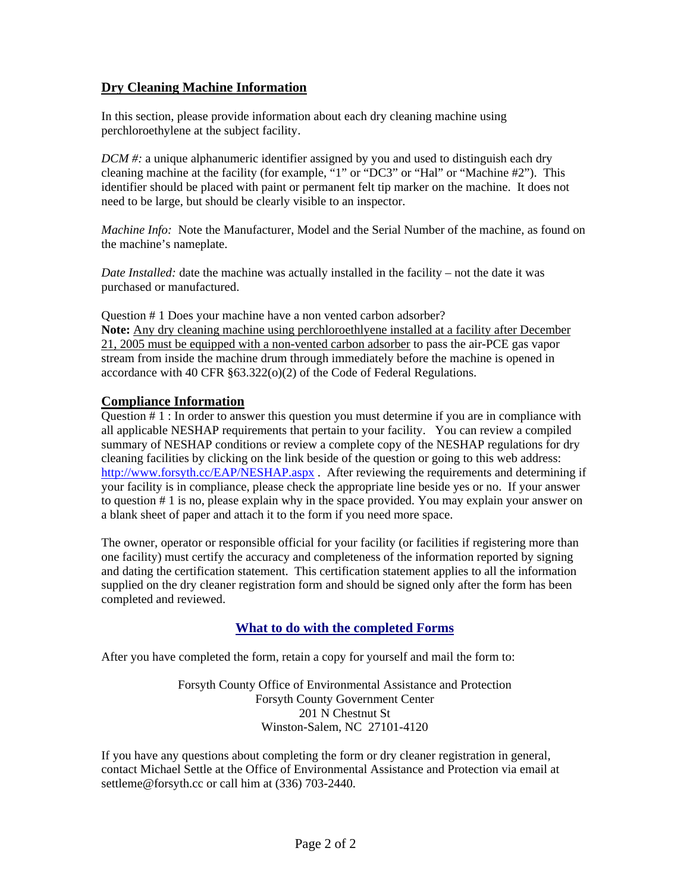## Dry Cleaning Machine Information

In this section, please provide information about each dry cleaning machine using perchloroethylene at the subject facility.

*DCM #:* a unique alphanumeric identifier assigned by you and used to distinguish each dry cleaning machine at the facility (for example, "1" or "DC3" or "Hal" or "Machine #2"). This identifier should be placed with paint or permanent felt tip marker on the machine. It does not need to be large, but should be clearly visible to an inspector.

*Machine Info:* Note the Manufacturer, Model and the Serial Number of the machine, as found on the machine's nameplate.

*Date Installed:* date the machine was actually installed in the facility – not the date it was purchased or manufactured.

Question # 1 Does your machine have a non vented carbon adsorber?
**Note:** Any dry cleaning machine using perchloroethlyene installed at a facility after December 21, 2005 must be equipped with a non-vented carbon adsorber to pass the air-PCE gas vapor stream from inside the machine drum through immediately before the machine is opened in accordance with 40 CFR §63.322(o)(2) of the Code of Federal Regulations.

## Compliance Information

Question # 1 : In order to answer this question you must determine if you are in compliance with all applicable NESHAP requirements that pertain to your facility. You can review a compiled summary of NESHAP conditions or review a complete copy of the NESHAP regulations for dry cleaning facilities by clicking on the link beside of the question or going to this web address: http://www.forsyth.cc/EAP/NESHAP.aspx . After reviewing the requirements and determining if your facility is in compliance, please check the appropriate line beside yes or no. If your answer to question # 1 is no, please explain why in the space provided. You may explain your answer on a blank sheet of paper and attach it to the form if you need more space.

The owner, operator or responsible official for your facility (or facilities if registering more than one facility) must certify the accuracy and completeness of the information reported by signing and dating the certification statement. This certification statement applies to all the information supplied on the dry cleaner registration form and should be signed only after the form has been completed and reviewed.

## What to do with the completed Forms

After you have completed the form, retain a copy for yourself and mail the form to:

Forsyth County Office of Environmental Assistance and Protection
Forsyth County Government Center
201 N Chestnut St
Winston-Salem, NC 27101-4120

If you have any questions about completing the form or dry cleaner registration in general, contact Michael Settle at the Office of Environmental Assistance and Protection via email at settleme@forsyth.cc or call him at (336) 703-2440.